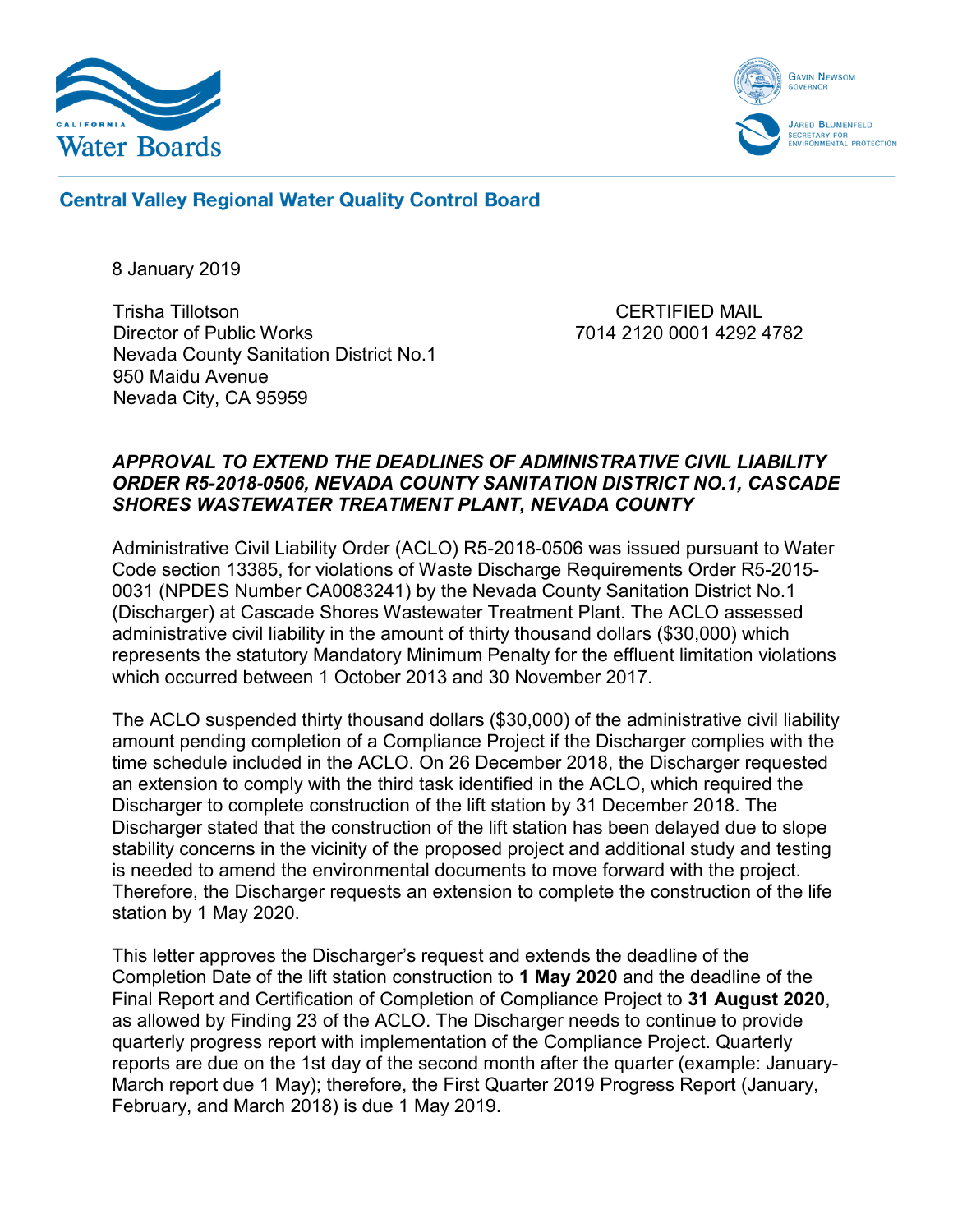California Water Boards

GAVIN NEWSOM
GOVERNOR

JARED BLUMENFELD
SECRETARY FOR
ENVIRONMENTAL PROTECTION

**Central Valley Regional Water Quality Control Board**

8 January 2019

Trisha Tillotson
Director of Public Works
Nevada County Sanitation District No.1
950 Maidu Avenue
Nevada City, CA 95959

CERTIFIED MAIL
7014 2120 0001 4292 4782

***APPROVAL TO EXTEND THE DEADLINES OF ADMINISTRATIVE CIVIL LIABILITY ORDER R5-2018-0506, NEVADA COUNTY SANITATION DISTRICT NO.1, CASCADE SHORES WASTEWATER TREATMENT PLANT, NEVADA COUNTY***

Administrative Civil Liability Order (ACLO) R5-2018-0506 was issued pursuant to Water Code section 13385, for violations of Waste Discharge Requirements Order R5-2015-0031 (NPDES Number CA0083241) by the Nevada County Sanitation District No.1 (Discharger) at Cascade Shores Wastewater Treatment Plant. The ACLO assessed administrative civil liability in the amount of thirty thousand dollars ($30,000) which represents the statutory Mandatory Minimum Penalty for the effluent limitation violations which occurred between 1 October 2013 and 30 November 2017.

The ACLO suspended thirty thousand dollars ($30,000) of the administrative civil liability amount pending completion of a Compliance Project if the Discharger complies with the time schedule included in the ACLO. On 26 December 2018, the Discharger requested an extension to comply with the third task identified in the ACLO, which required the Discharger to complete construction of the lift station by 31 December 2018. The Discharger stated that the construction of the lift station has been delayed due to slope stability concerns in the vicinity of the proposed project and additional study and testing is needed to amend the environmental documents to move forward with the project. Therefore, the Discharger requests an extension to complete the construction of the life station by 1 May 2020.

This letter approves the Discharger's request and extends the deadline of the Completion Date of the lift station construction to **1 May 2020** and the deadline of the Final Report and Certification of Completion of Compliance Project to **31 August 2020**, as allowed by Finding 23 of the ACLO. The Discharger needs to continue to provide quarterly progress report with implementation of the Compliance Project. Quarterly reports are due on the 1st day of the second month after the quarter (example: January-March report due 1 May); therefore, the First Quarter 2019 Progress Report (January, February, and March 2018) is due 1 May 2019.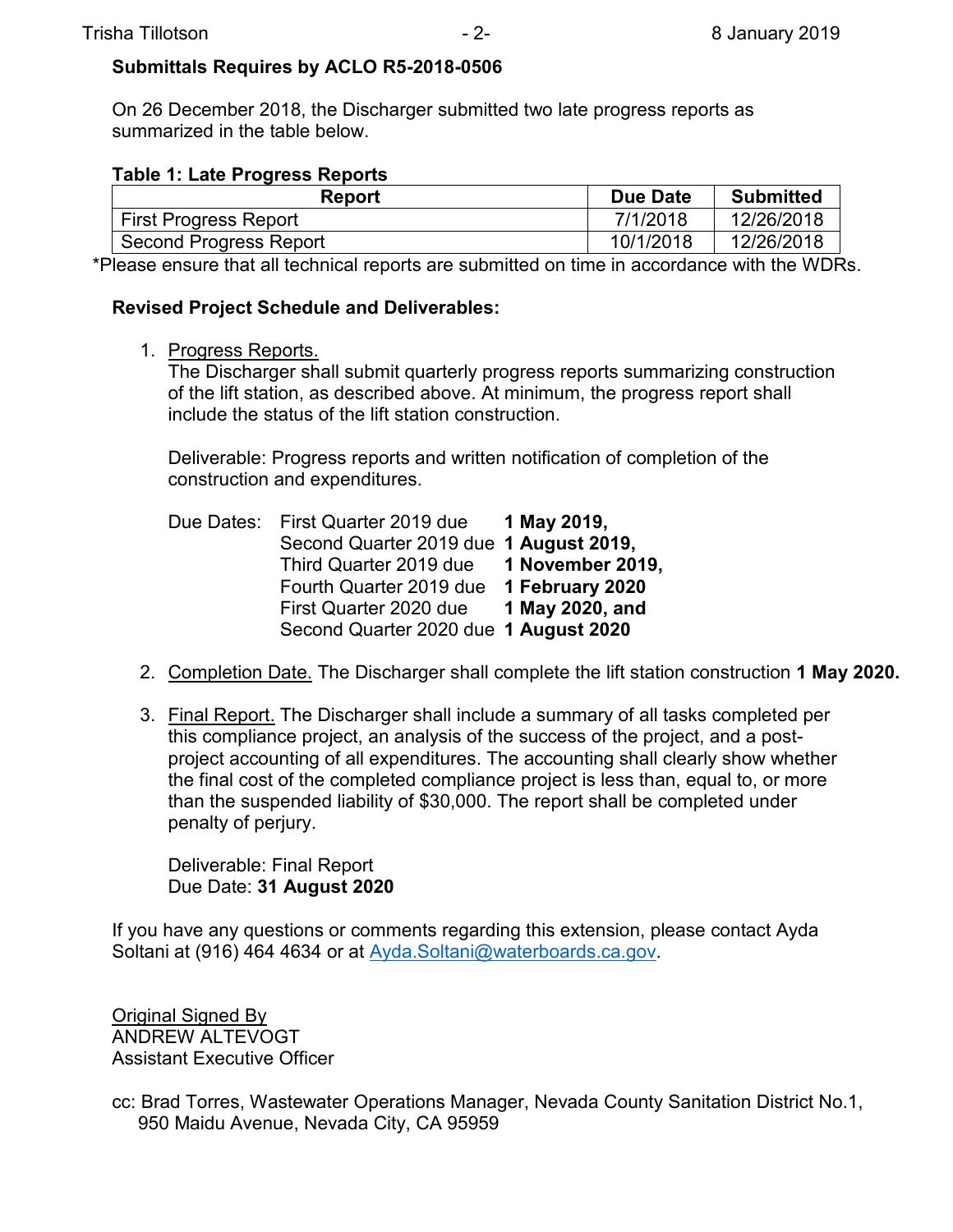**Submittals Requires by ACLO R5-2018-0506**

On 26 December 2018, the Discharger submitted two late progress reports as summarized in the table below.

**Table 1: Late Progress Reports**

| Report | Due Date | Submitted |
|---|---|---|
| First Progress Report | 7/1/2018 | 12/26/2018 |
| Second Progress Report | 10/1/2018 | 12/26/2018 |

*Please ensure that all technical reports are submitted on time in accordance with the WDRs.

**Revised Project Schedule and Deliverables:**

1. Progress Reports.
   The Discharger shall submit quarterly progress reports summarizing construction of the lift station, as described above. At minimum, the progress report shall include the status of the lift station construction.

   Deliverable: Progress reports and written notification of completion of the construction and expenditures.

   Due Dates: First Quarter 2019 due **1 May 2019,**
   Second Quarter 2019 due **1 August 2019,**
   Third Quarter 2019 due **1 November 2019,**
   Fourth Quarter 2019 due **1 February 2020**
   First Quarter 2020 due **1 May 2020, and**
   Second Quarter 2020 due **1 August 2020**

2. Completion Date. The Discharger shall complete the lift station construction **1 May 2020.**

3. Final Report. The Discharger shall include a summary of all tasks completed per this compliance project, an analysis of the success of the project, and a post-project accounting of all expenditures. The accounting shall clearly show whether the final cost of the completed compliance project is less than, equal to, or more than the suspended liability of $30,000. The report shall be completed under penalty of perjury.

   Deliverable: Final Report
   Due Date: **31 August 2020**

If you have any questions or comments regarding this extension, please contact Ayda Soltani at (916) 464 4634 or at Ayda.Soltani@waterboards.ca.gov.

Original Signed By
ANDREW ALTEVOGT
Assistant Executive Officer

cc: Brad Torres, Wastewater Operations Manager, Nevada County Sanitation District No.1, 950 Maidu Avenue, Nevada City, CA 95959